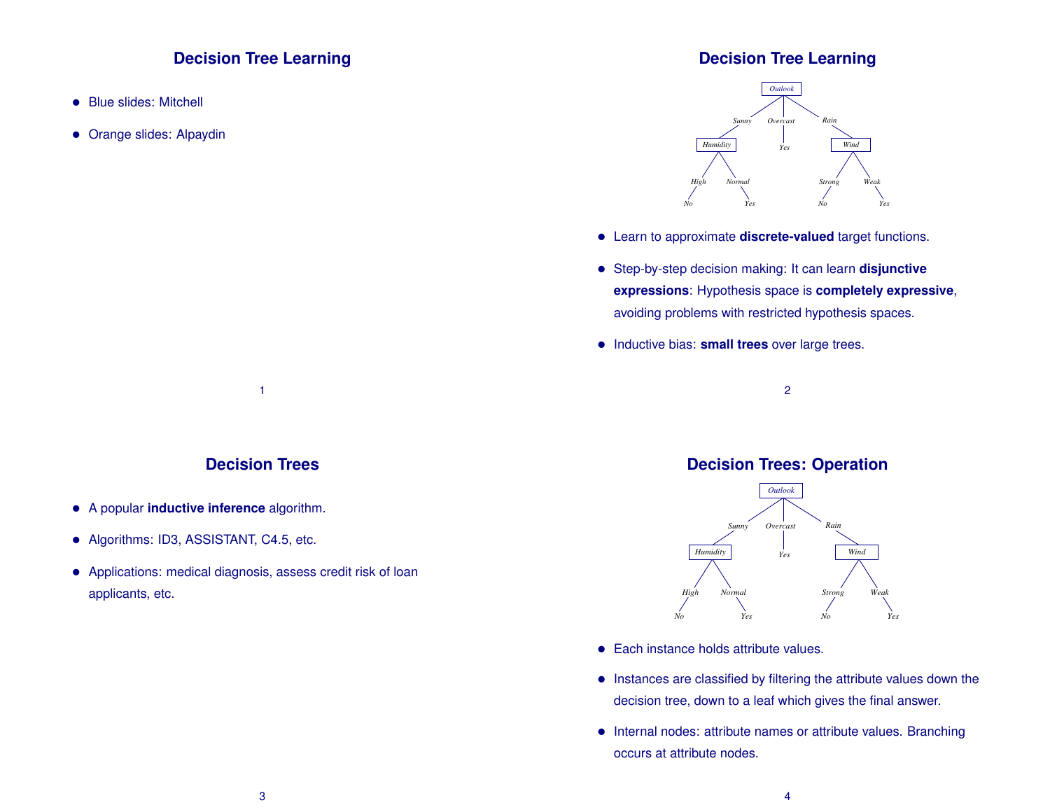## Decision Tree Learning

- Blue slides: Mitchell
- Orange slides: Alpaydin

## Decision Tree Learning

- Learn to approximate **discrete-valued** target functions.
- Step-by-step decision making: It can learn **disjunctive expressions**: Hypothesis space is **completely expressive**, avoiding problems with restricted hypothesis spaces.
- Inductive bias: **small trees** over large trees.

## Decision Trees

- A popular **inductive inference** algorithm.
- Algorithms: ID3, ASSISTANT, C4.5, etc.
- Applications: medical diagnosis, assess credit risk of loan applicants, etc.

## Decision Trees: Operation

- Each instance holds attribute values.
- Instances are classified by filtering the attribute values down the decision tree, down to a leaf which gives the final answer.
- Internal nodes: attribute names or attribute values. Branching occurs at attribute nodes.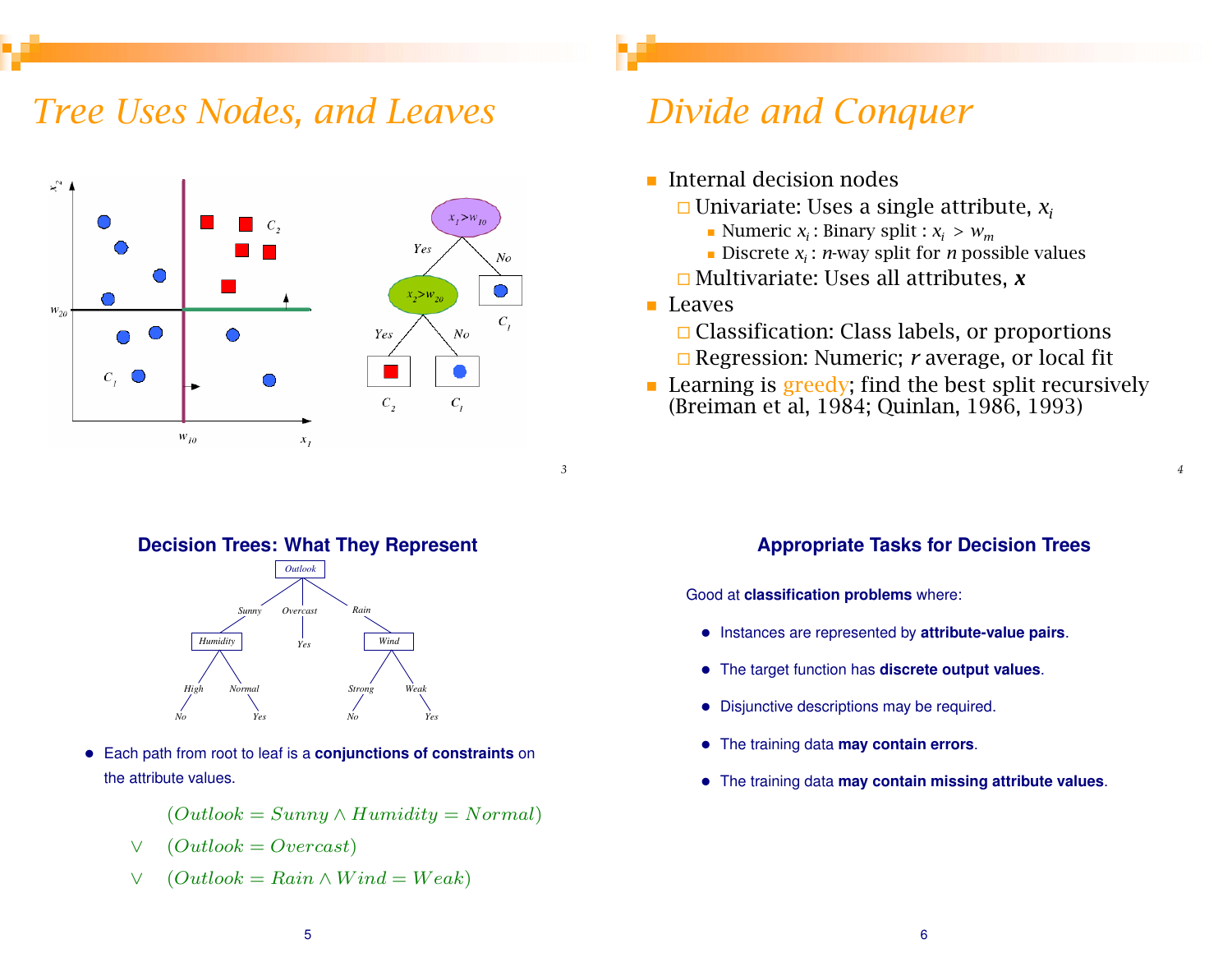# Tree Uses Nodes, and Leaves

# Divide and Conquer

- Internal decision nodes
  - Univariate: Uses a single attribute, $x_i$
    - Numeric $x_i$ : Binary split : $x_i > w_m$
    - Discrete $x_i$ : $n$-way split for $n$ possible values
  - Multivariate: Uses all attributes, $\boldsymbol{x}$
- Leaves
  - Classification: Class labels, or proportions
  - Regression: Numeric; $r$ average, or local fit
- Learning is greedy; find the best split recursively (Breiman et al, 1984; Quinlan, 1986, 1993)

## Decision Trees: What They Represent

- Each path from root to leaf is a **conjunctions of constraints** on the attribute values.

$$
\begin{aligned}
& (Outlook = Sunny \wedge Humidity = Normal) \\
\vee \quad & (Outlook = Overcast) \\
\vee \quad & (Outlook = Rain \wedge Wind = Weak)
\end{aligned}
$$

## Appropriate Tasks for Decision Trees

Good at **classification problems** where:

- Instances are represented by **attribute-value pairs**.
- The target function has **discrete output values**.
- Disjunctive descriptions may be required.
- The training data **may contain errors**.
- The training data **may contain missing attribute values**.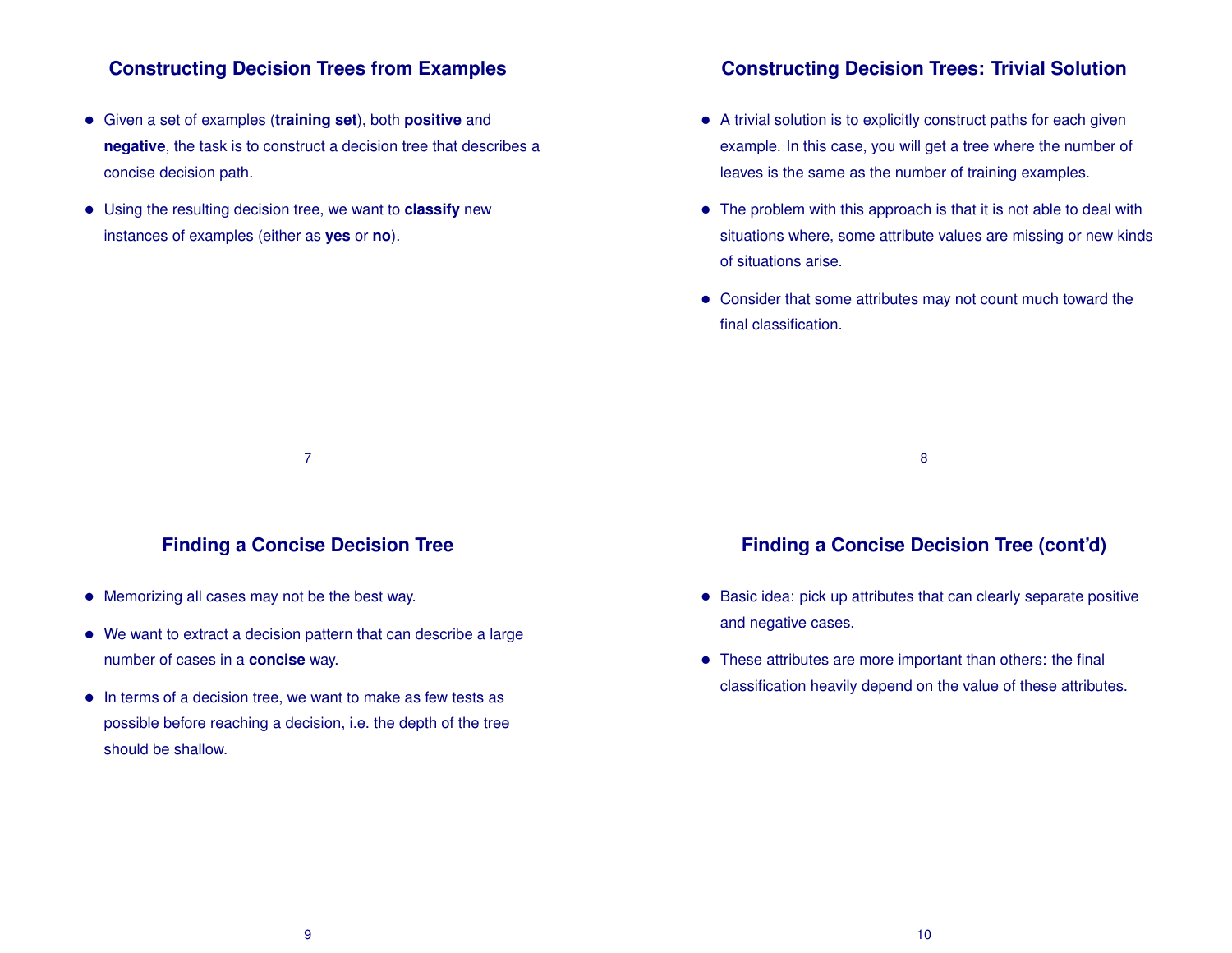## Constructing Decision Trees from Examples

- Given a set of examples (**training set**), both **positive** and **negative**, the task is to construct a decision tree that describes a concise decision path.
- Using the resulting decision tree, we want to **classify** new instances of examples (either as **yes** or **no**).

## Constructing Decision Trees: Trivial Solution

- A trivial solution is to explicitly construct paths for each given example. In this case, you will get a tree where the number of leaves is the same as the number of training examples.
- The problem with this approach is that it is not able to deal with situations where, some attribute values are missing or new kinds of situations arise.
- Consider that some attributes may not count much toward the final classification.

## Finding a Concise Decision Tree

- Memorizing all cases may not be the best way.
- We want to extract a decision pattern that can describe a large number of cases in a **concise** way.
- In terms of a decision tree, we want to make as few tests as possible before reaching a decision, i.e. the depth of the tree should be shallow.

## Finding a Concise Decision Tree (cont'd)

- Basic idea: pick up attributes that can clearly separate positive and negative cases.
- These attributes are more important than others: the final classification heavily depend on the value of these attributes.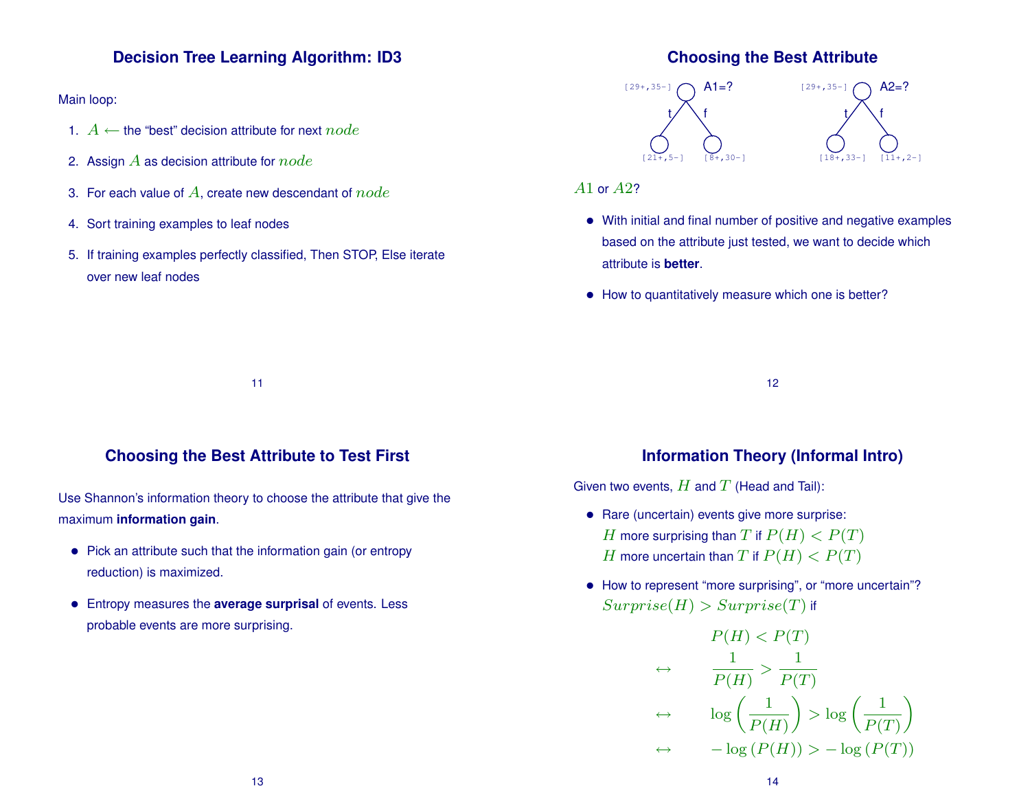## Decision Tree Learning Algorithm: ID3

Main loop:

1. $A \longleftarrow$ the "best" decision attribute for next $node$
2. Assign $A$ as decision attribute for $node$
3. For each value of $A$, create new descendant of $node$
4. Sort training examples to leaf nodes
5. If training examples perfectly classified, Then STOP, Else iterate over new leaf nodes

## Choosing the Best Attribute

A1=? [29+,35-] — t: [21+,5-], f: [8+,30-]

A2=? [29+,35-] — t: [18+,33-], f: [11+,2-]

$A1$ or $A2$?

- With initial and final number of positive and negative examples based on the attribute just tested, we want to decide which attribute is **better**.
- How to quantitatively measure which one is better?

## Choosing the Best Attribute to Test First

Use Shannon's information theory to choose the attribute that give the maximum **information gain**.

- Pick an attribute such that the information gain (or entropy reduction) is maximized.
- Entropy measures the **average surprisal** of events. Less probable events are more surprising.

## Information Theory (Informal Intro)

Given two events, $H$ and $T$ (Head and Tail):

- Rare (uncertain) events give more surprise:
  $H$ more surprising than $T$ if $P(H) < P(T)$
  $H$ more uncertain than $T$ if $P(H) < P(T)$
- How to represent "more surprising", or "more uncertain"?
  $Surprise(H) > Surprise(T)$ if

$$
\begin{aligned}
& P(H) < P(T) \\
\leftrightarrow \quad & \frac{1}{P(H)} > \frac{1}{P(T)} \\
\leftrightarrow \quad & \log\left(\frac{1}{P(H)}\right) > \log\left(\frac{1}{P(T)}\right) \\
\leftrightarrow \quad & -\log\left(P(H)\right) > -\log\left(P(T)\right)
\end{aligned}
$$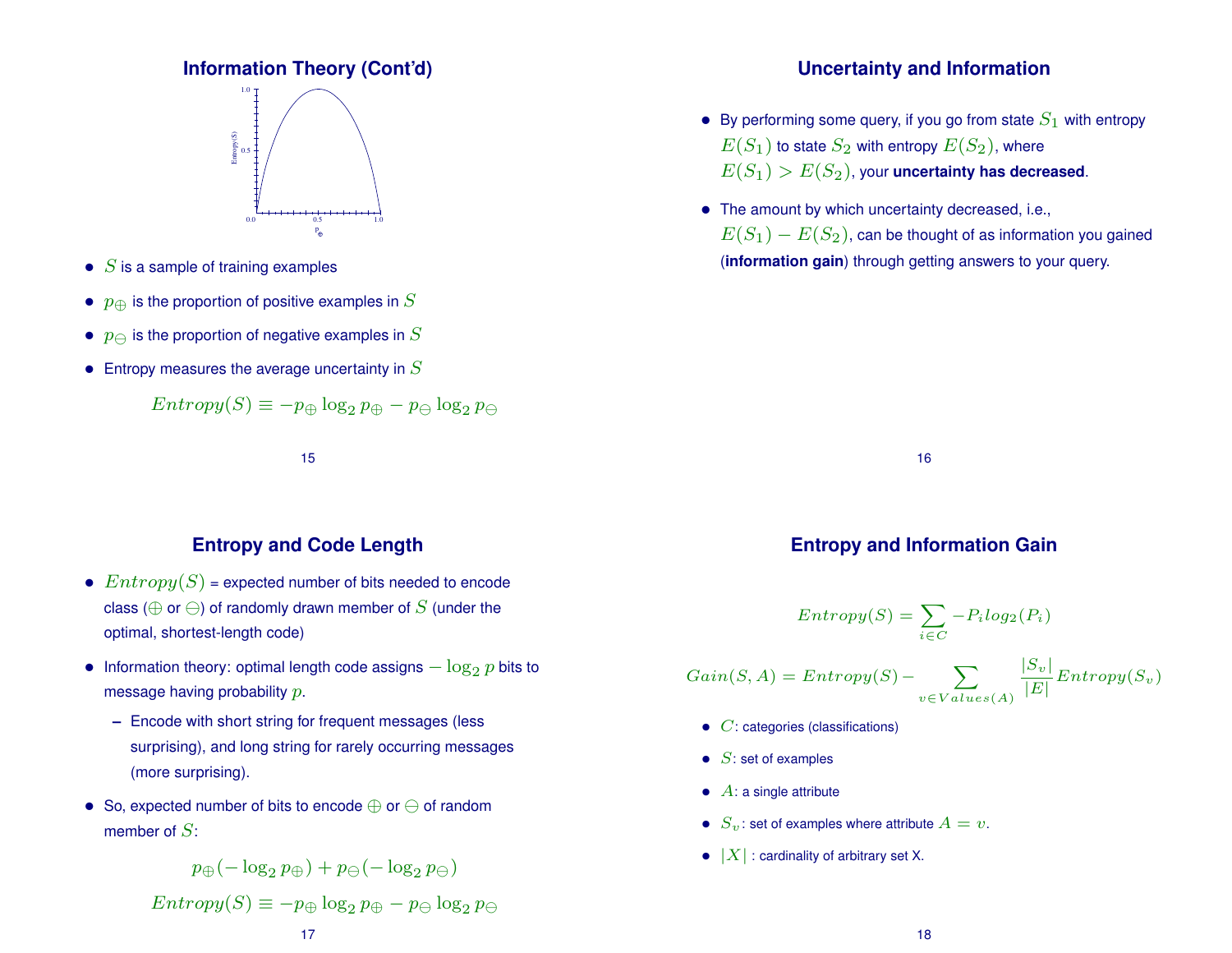## Information Theory (Cont'd)

- $S$ is a sample of training examples
- $p_{\oplus}$ is the proportion of positive examples in $S$
- $p_{\ominus}$ is the proportion of negative examples in $S$
- Entropy measures the average uncertainty in $S$

$$Entropy(S) \equiv -p_{\oplus} \log_2 p_{\oplus} - p_{\ominus} \log_2 p_{\ominus}$$

## Uncertainty and Information

- By performing some query, if you go from state $S_1$ with entropy $E(S_1)$ to state $S_2$ with entropy $E(S_2)$, where $E(S_1) > E(S_2)$, your **uncertainty has decreased**.
- The amount by which uncertainty decreased, i.e., $E(S_1) - E(S_2)$, can be thought of as information you gained (**information gain**) through getting answers to your query.

## Entropy and Code Length

- $Entropy(S)$ = expected number of bits needed to encode class ($\oplus$ or $\ominus$) of randomly drawn member of $S$ (under the optimal, shortest-length code)
- Information theory: optimal length code assigns $-\log_2 p$ bits to message having probability $p$.
  - Encode with short string for frequent messages (less surprising), and long string for rarely occurring messages (more surprising).
- So, expected number of bits to encode $\oplus$ or $\ominus$ of random member of $S$:

$$p_{\oplus}(-\log_2 p_{\oplus}) + p_{\ominus}(-\log_2 p_{\ominus})$$

$$Entropy(S) \equiv -p_{\oplus} \log_2 p_{\oplus} - p_{\ominus} \log_2 p_{\ominus}$$

## Entropy and Information Gain

$$Entropy(S) = \sum_{i \in C} -P_i log_2(P_i)$$

$$Gain(S, A) = Entropy(S) - \sum_{v \in Values(A)} \frac{|S_v|}{|E|} Entropy(S_v)$$

- $C$: categories (classifications)
- $S$: set of examples
- $A$: a single attribute
- $S_v$: set of examples where attribute $A = v$.
- $|X|$ : cardinality of arbitrary set X.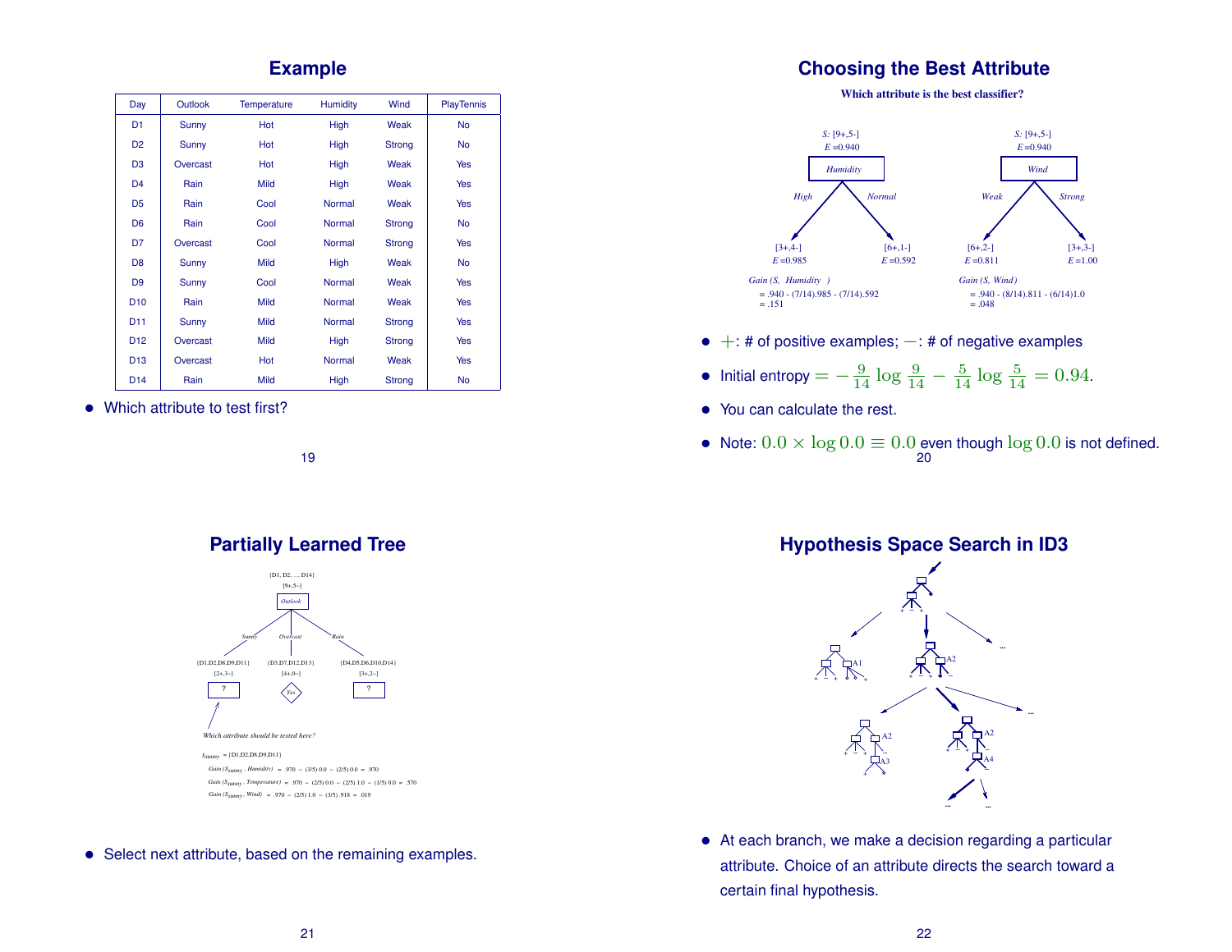## Example

| Day | Outlook | Temperature | Humidity | Wind | PlayTennis |
|---|---|---|---|---|---|
| D1 | Sunny | Hot | High | Weak | No |
| D2 | Sunny | Hot | High | Strong | No |
| D3 | Overcast | Hot | High | Weak | Yes |
| D4 | Rain | Mild | High | Weak | Yes |
| D5 | Rain | Cool | Normal | Weak | Yes |
| D6 | Rain | Cool | Normal | Strong | No |
| D7 | Overcast | Cool | Normal | Strong | Yes |
| D8 | Sunny | Mild | High | Weak | No |
| D9 | Sunny | Cool | Normal | Weak | Yes |
| D10 | Rain | Mild | Normal | Weak | Yes |
| D11 | Sunny | Mild | Normal | Strong | Yes |
| D12 | Overcast | Mild | High | Strong | Yes |
| D13 | Overcast | Hot | Normal | Weak | Yes |
| D14 | Rain | Mild | High | Strong | No |

- Which attribute to test first?

## Choosing the Best Attribute

**Which attribute is the best classifier?**

S: [9+,5-], E = 0.940 — Humidity: High → [3+,4-] E = 0.985; Normal → [6+,1-] E = 0.592

Gain (S, Humidity) = .940 - (7/14).985 - (7/14).592 = .151

S: [9+,5-], E = 0.940 — Wind: Weak → [6+,2-] E = 0.811; Strong → [3+,3-] E = 1.00

Gain (S, Wind) = .940 - (8/14).811 - (6/14)1.0 = .048

- $+$: # of positive examples; $-$: # of negative examples
- Initial entropy $= -\frac{9}{14}\log\frac{9}{14} - \frac{5}{14}\log\frac{5}{14} = 0.94$.
- You can calculate the rest.
- Note: $0.0 \times \log 0.0 \equiv 0.0$ even though $\log 0.0$ is not defined.

## Partially Learned Tree

{D1, D2, ..., D14} [9+,5−] — Outlook

- Sunny: {D1,D2,D8,D9,D11} [2+,3−] → ?
- Overcast: {D3,D7,D12,D13} [4+,0−] → Yes
- Rain: {D4,D5,D6,D10,D14} [3+,2−] → ?

*Which attribute should be tested here?*

$S_{sunny}$ = {D1,D2,D8,D9,D11}

Gain ($S_{sunny}$, Humidity) = .970 − (3/5) 0.0 − (2/5) 0.0 = .970

Gain ($S_{sunny}$, Temperature) = .970 − (2/5) 0.0 − (2/5) 1.0 − (1/5) 0.0 = .570

Gain ($S_{sunny}$, Wind) = .970 − (2/5) 1.0 − (3/5) .918 = .019

- Select next attribute, based on the remaining examples.

## Hypothesis Space Search in ID3

- At each branch, we make a decision regarding a particular attribute. Choice of an attribute directs the search toward a certain final hypothesis.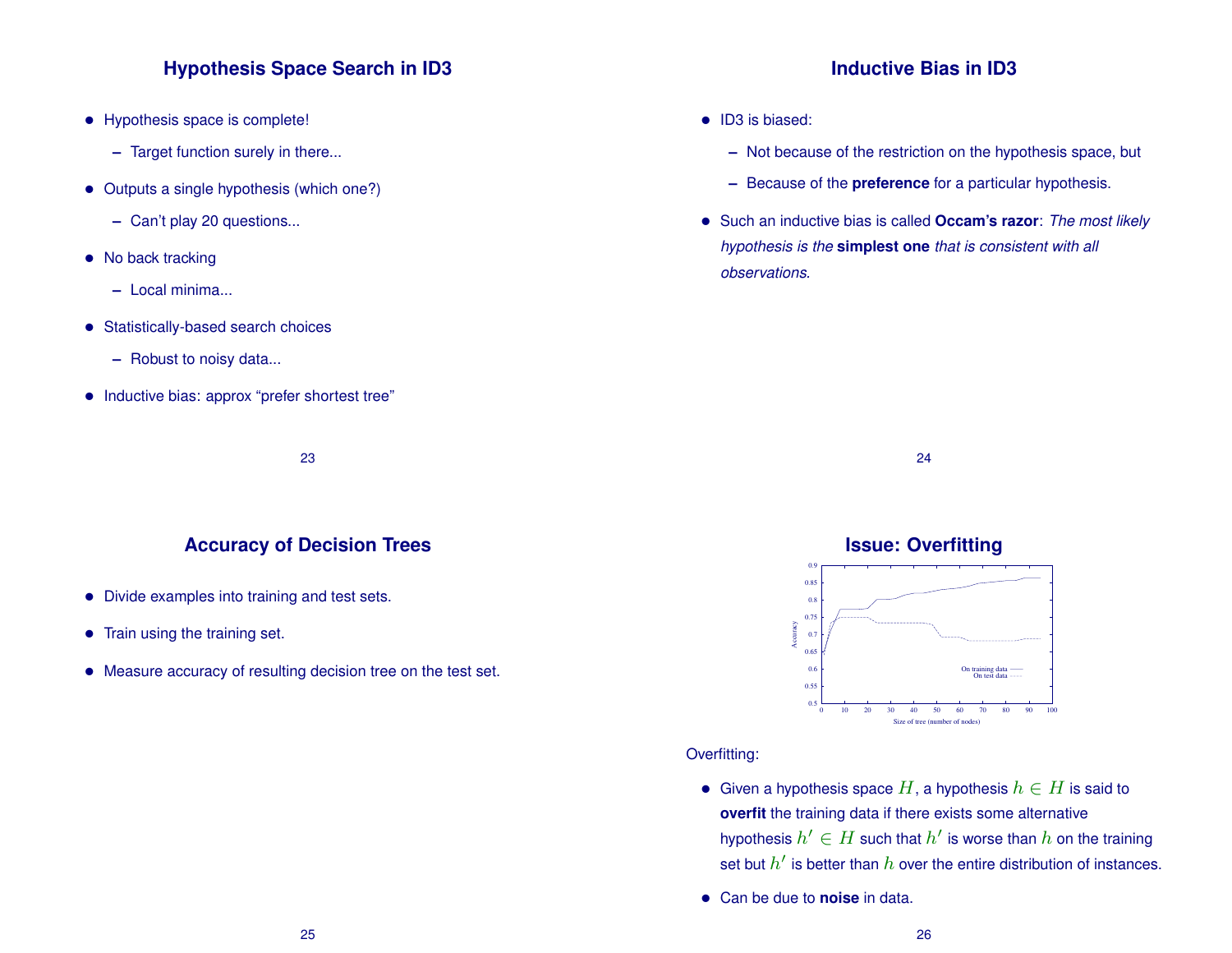## Hypothesis Space Search in ID3

- Hypothesis space is complete!
  - Target function surely in there...
- Outputs a single hypothesis (which one?)
  - Can't play 20 questions...
- No back tracking
  - Local minima...
- Statistically-based search choices
  - Robust to noisy data...
- Inductive bias: approx "prefer shortest tree"

## Inductive Bias in ID3

- ID3 is biased:
  - Not because of the restriction on the hypothesis space, but
  - Because of the **preference** for a particular hypothesis.
- Such an inductive bias is called **Occam's razor**: *The most likely hypothesis is the* **simplest one** *that is consistent with all observations*.

## Accuracy of Decision Trees

- Divide examples into training and test sets.
- Train using the training set.
- Measure accuracy of resulting decision tree on the test set.

## Issue: Overfitting

Overfitting:

- Given a hypothesis space $H$, a hypothesis $h \in H$ is said to **overfit** the training data if there exists some alternative hypothesis $h' \in H$ such that $h'$ is worse than $h$ on the training set but $h'$ is better than $h$ over the entire distribution of instances.
- Can be due to **noise** in data.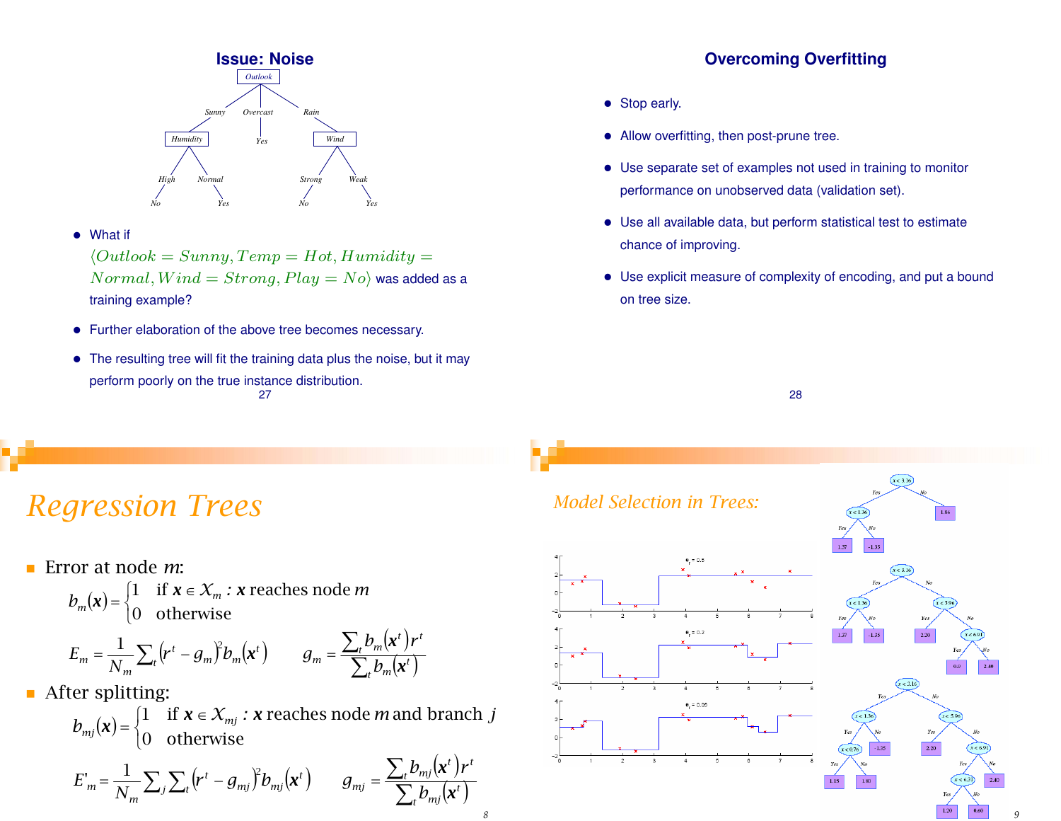## Issue: Noise

Outlook
- Sunny → Humidity
  - High → No
  - Normal → Yes
- Overcast → Yes
- Rain → Wind
  - Strong → No
  - Weak → Yes

- What if $\langle Outlook = Sunny, Temp = Hot, Humidity = Normal, Wind = Strong, Play = No \rangle$ was added as a training example?
- Further elaboration of the above tree becomes necessary.
- The resulting tree will fit the training data plus the noise, but it may perform poorly on the true instance distribution.

## Overcoming Overfitting

- Stop early.
- Allow overfitting, then post-prune tree.
- Use separate set of examples not used in training to monitor performance on unobserved data (validation set).
- Use all available data, but perform statistical test to estimate chance of improving.
- Use explicit measure of complexity of encoding, and put a bound on tree size.

# *Regression Trees*

- Error at node $m$:

$$b_m(\mathbf{x}) = \begin{cases} 1 & \text{if } \mathbf{x} \in \mathcal{X}_m : \mathbf{x} \text{ reaches node } m \\ 0 & \text{otherwise} \end{cases}$$

$$E_m = \frac{1}{N_m} \sum_t \left(r^t - g_m\right)^2 b_m\left(\mathbf{x}^t\right) \qquad g_m = \frac{\sum_t b_m\left(\mathbf{x}^t\right) r^t}{\sum_t b_m\left(\mathbf{x}^t\right)}$$

- After splitting:

$$b_{mj}(\mathbf{x}) = \begin{cases} 1 & \text{if } \mathbf{x} \in \mathcal{X}_{mj} : \mathbf{x} \text{ reaches node } m \text{ and branch } j \\ 0 & \text{otherwise} \end{cases}$$

$$E'_m = \frac{1}{N_m} \sum_j \sum_t \left(r^t - g_{mj}\right)^2 b_{mj}\left(\mathbf{x}^t\right) \qquad g_{mj} = \frac{\sum_t b_{mj}\left(\mathbf{x}^t\right) r^t}{\sum_t b_{mj}\left(\mathbf{x}^t\right)}$$

# *Model Selection in Trees:*

$\theta_r = 0.5$

$\theta_r = 0.2$

$\theta_r = 0.05$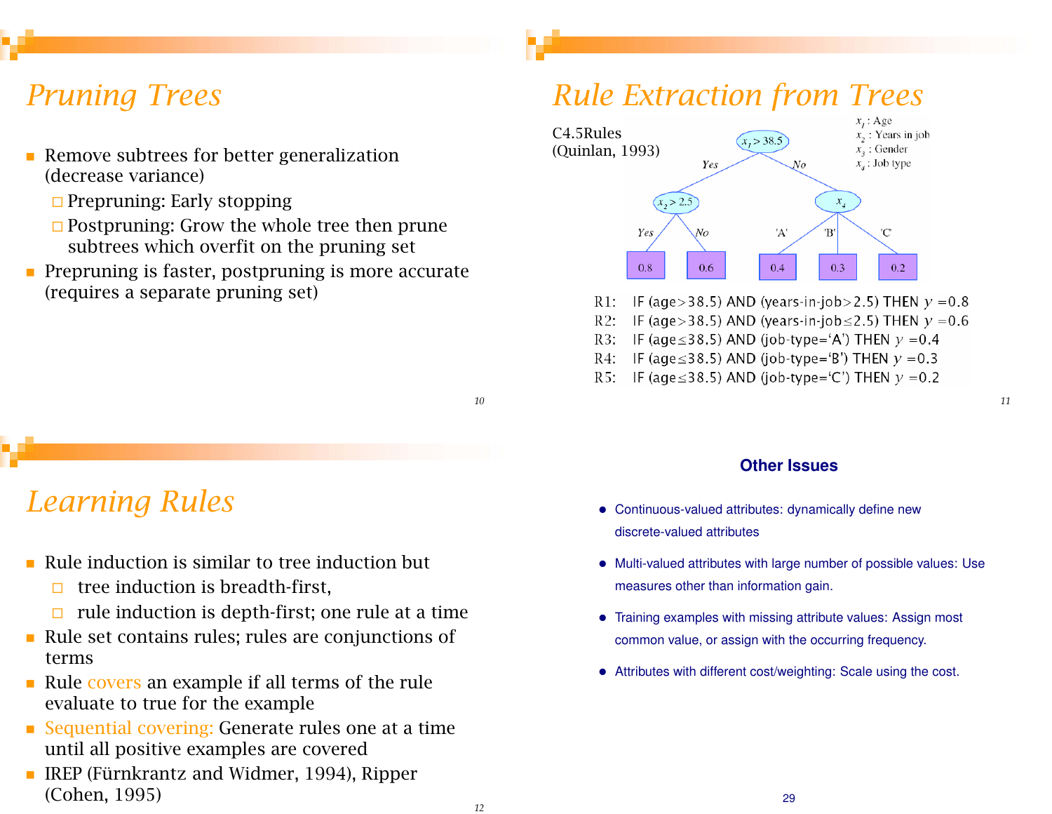## Pruning Trees

- Remove subtrees for better generalization (decrease variance)
  - Prepruning: Early stopping
  - Postpruning: Grow the whole tree then prune subtrees which overfit on the pruning set
- Prepruning is faster, postpruning is more accurate (requires a separate pruning set)

## Rule Extraction from Trees

C4.5Rules (Quinlan, 1993)

$x_1$ : Age
$x_2$ : Years in job
$x_3$ : Gender
$x_4$ : Job type

$x_1 > 38.5$
Yes
No
$x_2 > 2.5$
Yes
No
$x_4$
'A'
'B'
'C'
0.8
0.6
0.4
0.3
0.2

R1: IF (age>38.5) AND (years-in-job>2.5) THEN $y$ =0.8
R2: IF (age>38.5) AND (years-in-job≤2.5) THEN $y$ =0.6
R3: IF (age≤38.5) AND (job-type='A') THEN $y$ =0.4
R4: IF (age≤38.5) AND (job-type='B') THEN $y$ =0.3
R5: IF (age≤38.5) AND (job-type='C') THEN $y$ =0.2

## Learning Rules

- Rule induction is similar to tree induction but
  - tree induction is breadth-first,
  - rule induction is depth-first; one rule at a time
- Rule set contains rules; rules are conjunctions of terms
- Rule covers an example if all terms of the rule evaluate to true for the example
- Sequential covering: Generate rules one at a time until all positive examples are covered
- IREP (Fürnkrantz and Widmer, 1994), Ripper (Cohen, 1995)

## Other Issues

- Continuous-valued attributes: dynamically define new discrete-valued attributes
- Multi-valued attributes with large number of possible values: Use measures other than information gain.
- Training examples with missing attribute values: Assign most common value, or assign with the occurring frequency.
- Attributes with different cost/weighting: Scale using the cost.